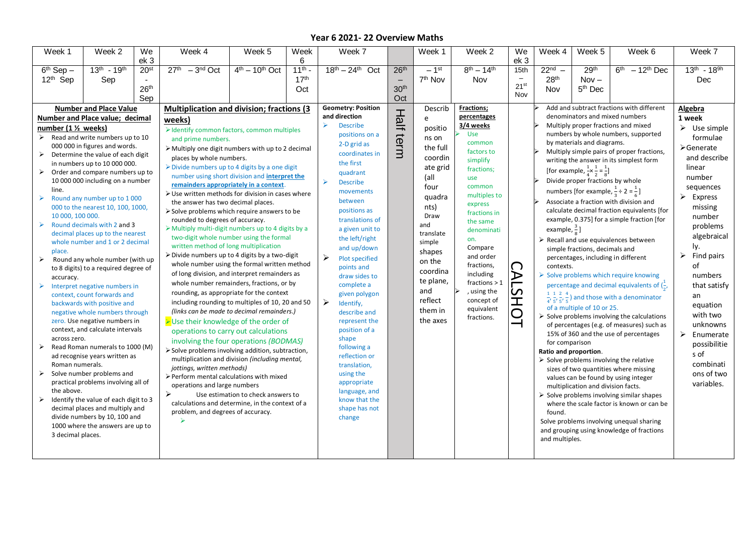# Year 6 2021- 22 Overview Maths

| Week 1 | Week 2 | Week 3 | Week 4 | Week 5 | Week 6 | Week 7 | | Week 1 | Week 2 | Week 3 | Week 4 | Week 5 | Week 6 | Week 7 |
|---|---|---|---|---|---|---|---|---|---|---|---|---|---|---|
| 6th Sep – 12th Sep | 13th - 19th Sep | 20st - 26th Sep | 27th – 3rd Oct | 4th – 10th Oct | 11th - 17th Oct | 18th – 24th Oct | 26th – 30th Oct | – 1st 7th Nov | 8th – 14th Nov | 15th – 21st Nov | 22nd – 28th Nov | 29th Nov – 5th Dec | 6th – 12th Dec | 13th - 18th Dec |
| **Number and Place Value**<br>**Number and Place value; decimal number (1 ½ weeks)**<br>➢ Read and write numbers up to 10 000 000 in figures and words.<br>➢ Determine the value of each digit in numbers up to 10 000 000.<br>➢ Order and compare numbers up to 10 000 000 including on a number line.<br>➢ Round any number up to 1 000 000 to the nearest 10, 100, 1000, 10 000, 100 000.<br>➢ Round decimals with 2 and 3 decimal places up to the nearest whole number and 1 or 2 decimal place.<br>➢ Round any whole number (with up to 8 digits) to a required degree of accuracy.<br>➢ Interpret negative numbers in context, count forwards and backwards with positive and negative whole numbers through zero. Use negative numbers in context, and calculate intervals across zero.<br>➢ Read Roman numerals to 1000 (M) ad recognise years written as Roman numerals.<br>➢ Solve number problems and practical problems involving all of the above.<br>➢ Identify the value of each digit to 3 decimal places and multiply and divide numbers by 10, 100 and 1000 where the answers are up to 3 decimal places. | | | **Multiplication and division; fractions (3 weeks)**<br>➢ Identify common factors, common multiples and prime numbers.<br>➢ Multiply one digit numbers with up to 2 decimal places by whole numbers.<br>➢ Divide numbers up to 4 digits by a one digit number using short division and **interpret the remainders appropriately in a context**.<br>➢ Use written methods for division in cases where the answer has two decimal places.<br>➢ Solve problems which require answers to be rounded to degrees of accuracy.<br>➢ Multiply multi-digit numbers up to 4 digits by a two-digit whole number using the formal written method of long multiplication<br>➢ Divide numbers up to 4 digits by a two-digit whole number using the formal written method of long division, and interpret remainders as whole number remainders, fractions, or by rounding, as appropriate for the context including rounding to multiples of 10, 20 and 50 *(links can be made to decimal remainders.)*<br>➢ Use their knowledge of the order of operations to carry out calculations involving the four operations *(BODMAS)*<br>➢ Solve problems involving addition, subtraction, multiplication and division *(including mental, jottings, written methods)*<br>➢ Perform mental calculations with mixed operations and large numbers<br>➢ Use estimation to check answers to calculations and determine, in the context of a problem, and degrees of accuracy.<br>➢ | | | **Geometry: Position and direction**<br>➢ Describe positions on a 2-D grid as coordinates in the first quadrant<br>➢ Describe movements between positions as translations of a given unit to the left/right and up/down<br>➢ Plot specified points and draw sides to complete a given polygon<br>➢ Identify, describe and represent the position of a shape following a reflection or translation, using the appropriate language, and know that the shape has not change | Half term | Describe positions on the full coordinate grid (all four quadrants)<br>Draw and translate simple shapes on the coordinate plane, and reflect them in the axes | **Fractions; percentages 3/4 weeks**<br>➢ Use common factors to simplify fractions; use common multiples to express fractions in the same denominati on.<br>Compare and order fractions, including fractions > 1<br>➢ , using the concept of equivalent fractions. | CALSHOT | ➢ Add and subtract fractions with different denominators and mixed numbers<br>➢ Multiply proper fractions and mixed numbers by whole numbers, supported by materials and diagrams.<br>➢ Multiply simple pairs of proper fractions, writing the answer in its simplest form [for example, $\frac{1}{4} \times \frac{1}{2} = \frac{1}{8}$]<br>➢ Divide proper fractions by whole numbers [for example, $\frac{1}{3} \div 2 = \frac{1}{6}$]<br>➢ Associate a fraction with division and calculate decimal fraction equivalents [for example, 0.375] for a simple fraction [for example, $\frac{3}{8}$]<br>➢ Recall and use equivalences between simple fractions, decimals and percentages, including in different contexts.<br>➢ Solve problems which require knowing percentage and decimal equivalents of ($\frac{1}{2}$, $\frac{1}{4}$, $\frac{1}{5}$, $\frac{2}{5}$, $\frac{4}{5}$) and those with a denominator of a multiple of 10 or 25.<br>➢ Solve problems involving the calculations of percentages (e.g. of measures) such as 15% of 360 and the use of percentages for comparison<br>**Ratio and proportion**.<br>➢ Solve problems involving the relative sizes of two quantities where missing values can be found by using integer multiplication and division facts.<br>➢ Solve problems involving similar shapes where the scale factor is known or can be found.<br>Solve problems involving unequal sharing and grouping using knowledge of fractions and multiples. | | | **Algebra**<br>**1 week**<br>➢ Use simple formulae<br>➢ Generate and describe linear number sequences<br>➢ Express missing number problems algebraically.<br>➢ Find pairs of numbers that satisfy an equation with two unknowns<br>➢ Enumerate possibilities of combinations of two variables. |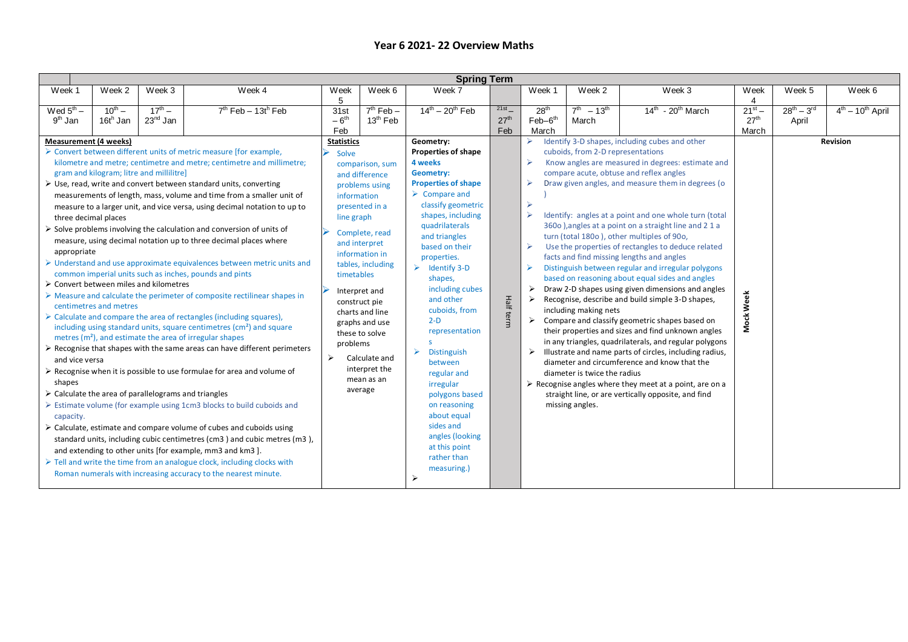# Year 6 2021- 22 Overview Maths

| Spring Term | | | | | | | | | | | | | | |
|---|---|---|---|---|---|---|---|---|---|---|---|---|---|---|
| Week 1 | Week 2 | Week 3 | Week 4 | Week 5 | Week 6 | Week 7 | | Week 1 | Week 2 | Week 3 | Week 4 | Week 5 | Week 6 |
| Wed 5th – 9th Jan | 10th – 16th Jan | 17th – 23rd Jan | 7th Feb – 13th Feb | 31st – 6th Feb | 7th Feb – 13th Feb | 14th – 20th Feb | 21st – 27th Feb | 28th Feb–6th March | 7th – 13th March | 14th - 20th March | 21st – 27th March | 28th – 3rd April | 4th – 10th April |
| **Measurement (4 weeks)**<br>➢ Convert between different units of metric measure [for example, kilometre and metre; centimetre and metre; centimetre and millimetre; gram and kilogram; litre and millilitre]<br>➢ Use, read, write and convert between standard units, converting measurements of length, mass, volume and time from a smaller unit of measure to a larger unit, and vice versa, using decimal notation to up to three decimal places<br>➢ Solve problems involving the calculation and conversion of units of measure, using decimal notation up to three decimal places where appropriate<br>➢ Understand and use approximate equivalences between metric units and common imperial units such as inches, pounds and pints<br>➢ Convert between miles and kilometres<br>➢ Measure and calculate the perimeter of composite rectilinear shapes in centimetres and metres<br>➢ Calculate and compare the area of rectangles (including squares), including using standard units, square centimetres (cm²) and square metres (m²), and estimate the area of irregular shapes<br>➢ Recognise that shapes with the same areas can have different perimeters and vice versa<br>➢ Recognise when it is possible to use formulae for area and volume of shapes<br>➢ Calculate the area of parallelograms and triangles<br>➢ Estimate volume (for example using 1cm3 blocks to build cuboids and capacity.<br>➢ Calculate, estimate and compare volume of cubes and cuboids using standard units, including cubic centimetres (cm3 ) and cubic metres (m3 ), and extending to other units [for example, mm3 and km3 ].<br>➢ Tell and write the time from an analogue clock, including clocks with Roman numerals with increasing accuracy to the nearest minute. | | | | **Statistics**<br>➢ Solve comparison, sum and difference problems using information presented in a line graph<br>➢ Complete, read and interpret information in tables, including timetables<br>➢ Interpret and construct pie charts and line graphs and use these to solve problems<br>➢ Calculate and interpret the mean as an average | | **Geometry: Properties of shape 4 weeks**<br>**Geometry: Properties of shape**<br>➢ Compare and classify geometric shapes, including quadrilaterals and triangles based on their properties.<br>➢ Identify 3-D shapes, including cubes and other cuboids, from 2-D representations<br>➢ Distinguish between regular and irregular polygons based on reasoning about equal sides and angles (looking at this point rather than measuring.)<br>➢ | Half term | ➢ Identify 3-D shapes, including cubes and other cuboids, from 2-D representations<br>➢ Know angles are measured in degrees: estimate and compare acute, obtuse and reflex angles<br>➢ Draw given angles, and measure them in degrees (o )<br>➢<br>➢ Identify: angles at a point and one whole turn (total 360o ),angles at a point on a straight line and 2 1 a turn (total 180o ), other multiples of 90o,<br>➢ Use the properties of rectangles to deduce related facts and find missing lengths and angles<br>➢ Distinguish between regular and irregular polygons based on reasoning about equal sides and angles<br>➢ Draw 2-D shapes using given dimensions and angles<br>➢ Recognise, describe and build simple 3-D shapes, including making nets<br>➢ Compare and classify geometric shapes based on their properties and sizes and find unknown angles in any triangles, quadrilaterals, and regular polygons<br>➢ Illustrate and name parts of circles, including radius, diameter and circumference and know that the diameter is twice the radius<br>➢ Recognise angles where they meet at a point, are on a straight line, or are vertically opposite, and find missing angles. | | | Mock Week | **Revision** | |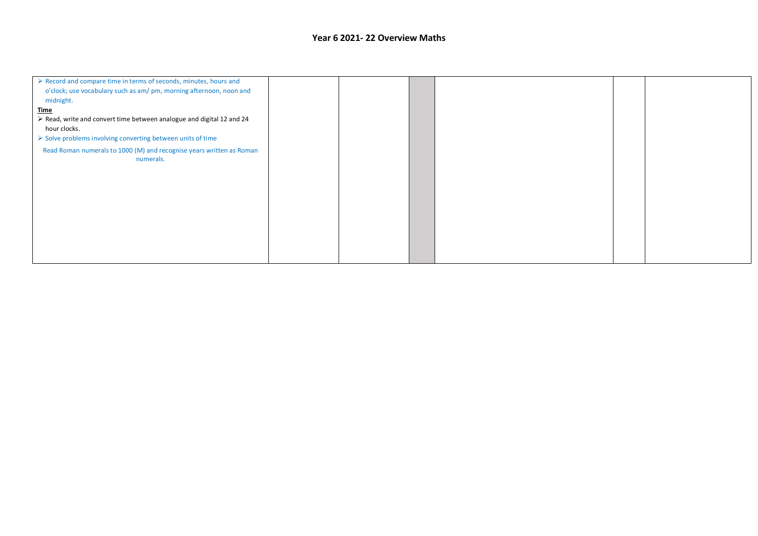## Year 6 2021- 22 Overview Maths

| | | | | | | |
|---|---|---|---|---|---|---|
| ➢ Record and compare time in terms of seconds, minutes, hours and o'clock; use vocabulary such as am/ pm, morning afternoon, noon and midnight.<br>**<u>Time</u>**<br>➢ Read, write and convert time between analogue and digital 12 and 24 hour clocks.<br>➢ Solve problems involving converting between units of time<br>Read Roman numerals to 1000 (M) and recognise years written as Roman numerals. | | | | | | |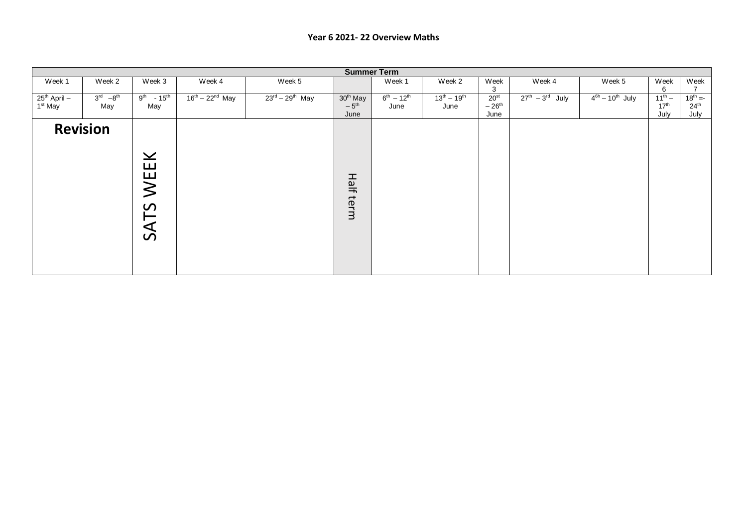**Year 6 2021- 22 Overview Maths**

| Summer Term | | | | | | | | | | | | |
|---|---|---|---|---|---|---|---|---|---|---|---|---|
| Week 1 | Week 2 | Week 3 | Week 4 | Week 5 | | Week 1 | Week 2 | Week 3 | Week 4 | Week 5 | Week 6 | Week 7 |
| 25th April – 1st May | 3rd –8th May | 9th - 15th May | 16th – 22nd May | 23rd – 29th May | 30th May – 5th June | 6th – 12th June | 13th – 19th June | 20st – 26th June | 27th – 3rd July | 4th – 10th July | 11th – 17th July | 18th =- 24th July |
| **Revision** | | SATS WEEK | | | Half term | | | | | | | |